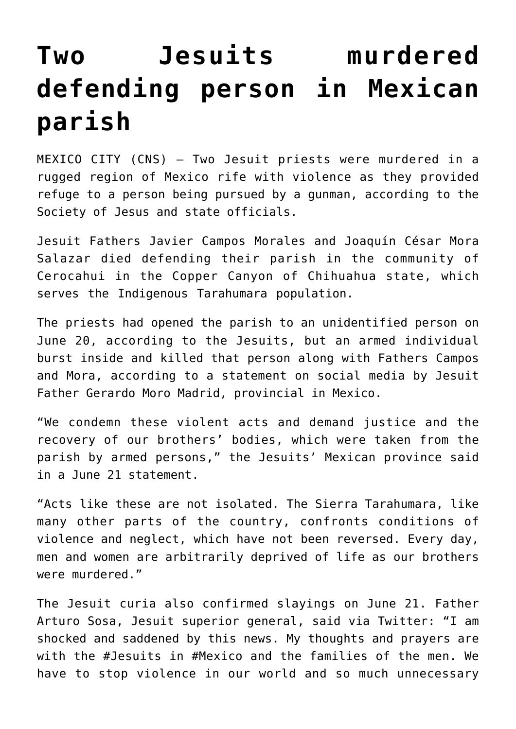# Two Jesuits murdered defending person in Mexican parish

MEXICO CITY (CNS) — Two Jesuit priests were murdered in a rugged region of Mexico rife with violence as they provided refuge to a person being pursued by a gunman, according to the Society of Jesus and state officials.

Jesuit Fathers Javier Campos Morales and Joaquín César Mora Salazar died defending their parish in the community of Cerocahui in the Copper Canyon of Chihuahua state, which serves the Indigenous Tarahumara population.

The priests had opened the parish to an unidentified person on June 20, according to the Jesuits, but an armed individual burst inside and killed that person along with Fathers Campos and Mora, according to a statement on social media by Jesuit Father Gerardo Moro Madrid, provincial in Mexico.

"We condemn these violent acts and demand justice and the recovery of our brothers' bodies, which were taken from the parish by armed persons," the Jesuits' Mexican province said in a June 21 statement.

"Acts like these are not isolated. The Sierra Tarahumara, like many other parts of the country, confronts conditions of violence and neglect, which have not been reversed. Every day, men and women are arbitrarily deprived of life as our brothers were murdered."

The Jesuit curia also confirmed slayings on June 21. Father Arturo Sosa, Jesuit superior general, said via Twitter: "I am shocked and saddened by this news. My thoughts and prayers are with the #Jesuits in #Mexico and the families of the men. We have to stop violence in our world and so much unnecessary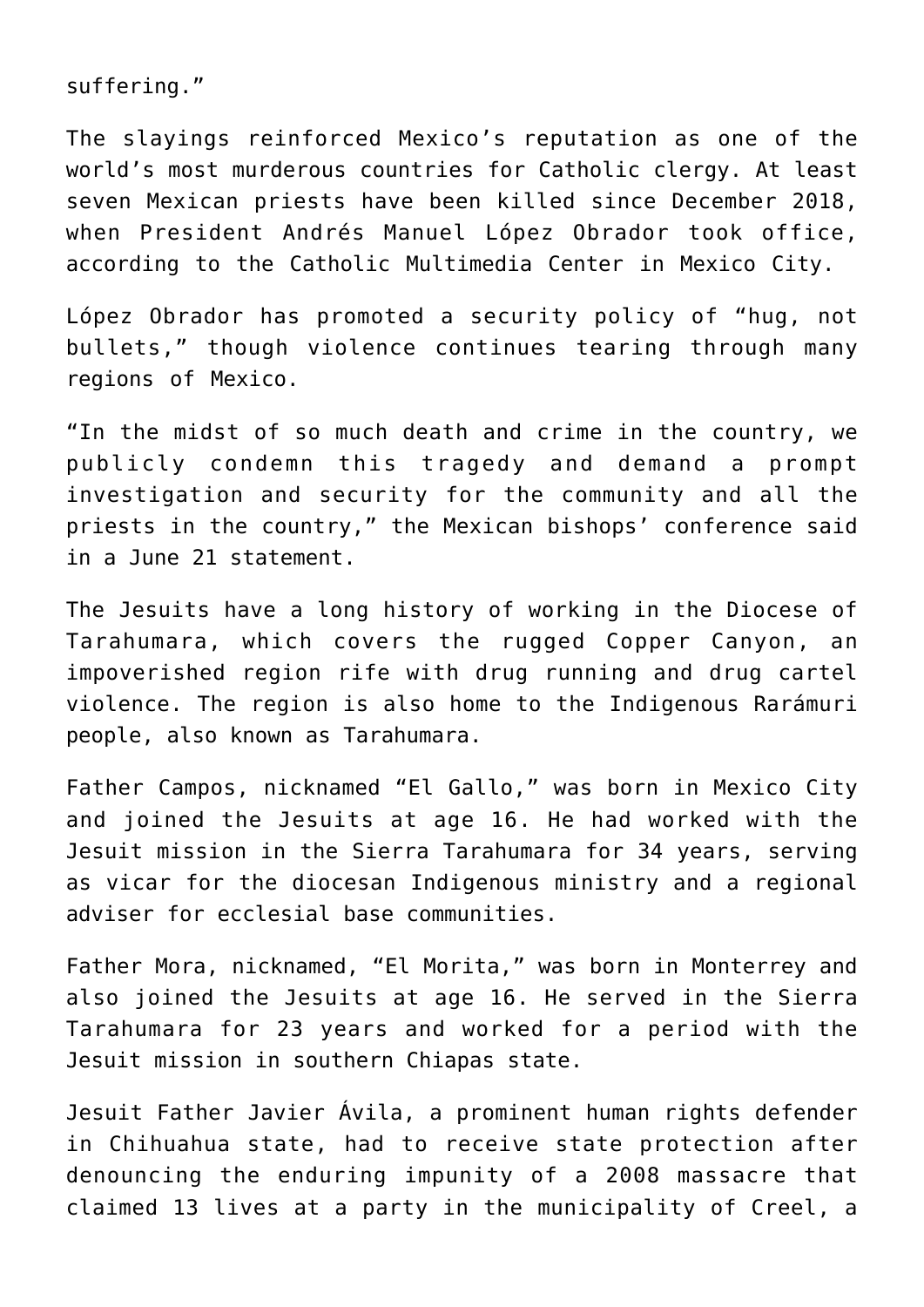suffering."

The slayings reinforced Mexico's reputation as one of the world's most murderous countries for Catholic clergy. At least seven Mexican priests have been killed since December 2018, when President Andrés Manuel López Obrador took office, according to the Catholic Multimedia Center in Mexico City.

López Obrador has promoted a security policy of "hug, not bullets," though violence continues tearing through many regions of Mexico.

"In the midst of so much death and crime in the country, we publicly condemn this tragedy and demand a prompt investigation and security for the community and all the priests in the country," the Mexican bishops' conference said in a June 21 statement.

The Jesuits have a long history of working in the Diocese of Tarahumara, which covers the rugged Copper Canyon, an impoverished region rife with drug running and drug cartel violence. The region is also home to the Indigenous Rarámuri people, also known as Tarahumara.

Father Campos, nicknamed "El Gallo," was born in Mexico City and joined the Jesuits at age 16. He had worked with the Jesuit mission in the Sierra Tarahumara for 34 years, serving as vicar for the diocesan Indigenous ministry and a regional adviser for ecclesial base communities.

Father Mora, nicknamed, "El Morita," was born in Monterrey and also joined the Jesuits at age 16. He served in the Sierra Tarahumara for 23 years and worked for a period with the Jesuit mission in southern Chiapas state.

Jesuit Father Javier Ávila, a prominent human rights defender in Chihuahua state, had to receive state protection after denouncing the enduring impunity of a 2008 massacre that claimed 13 lives at a party in the municipality of Creel, a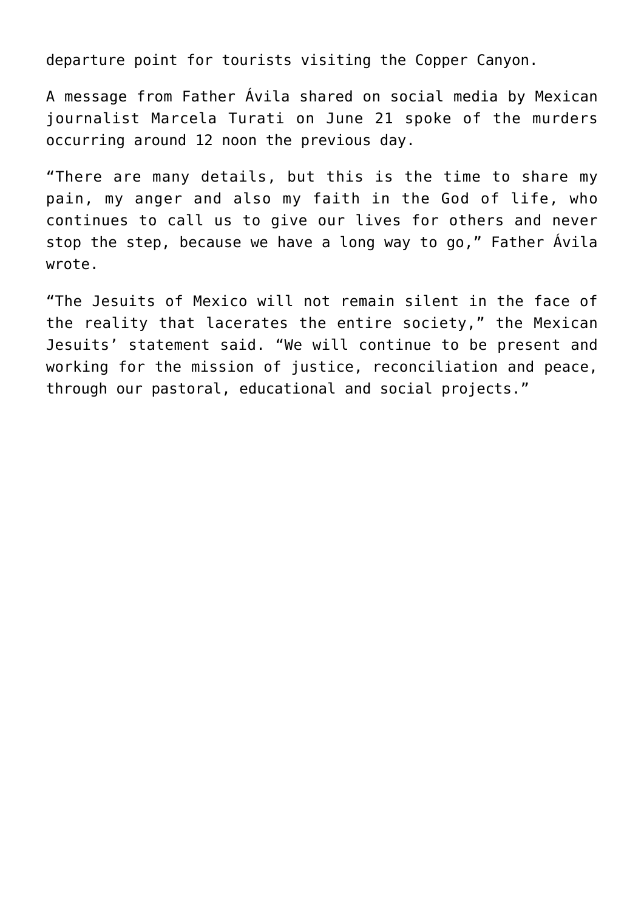departure point for tourists visiting the Copper Canyon.

A message from Father Ávila shared on social media by Mexican journalist Marcela Turati on June 21 spoke of the murders occurring around 12 noon the previous day.

“There are many details, but this is the time to share my pain, my anger and also my faith in the God of life, who continues to call us to give our lives for others and never stop the step, because we have a long way to go,” Father Ávila wrote.

“The Jesuits of Mexico will not remain silent in the face of the reality that lacerates the entire society,” the Mexican Jesuits’ statement said. “We will continue to be present and working for the mission of justice, reconciliation and peace, through our pastoral, educational and social projects.”